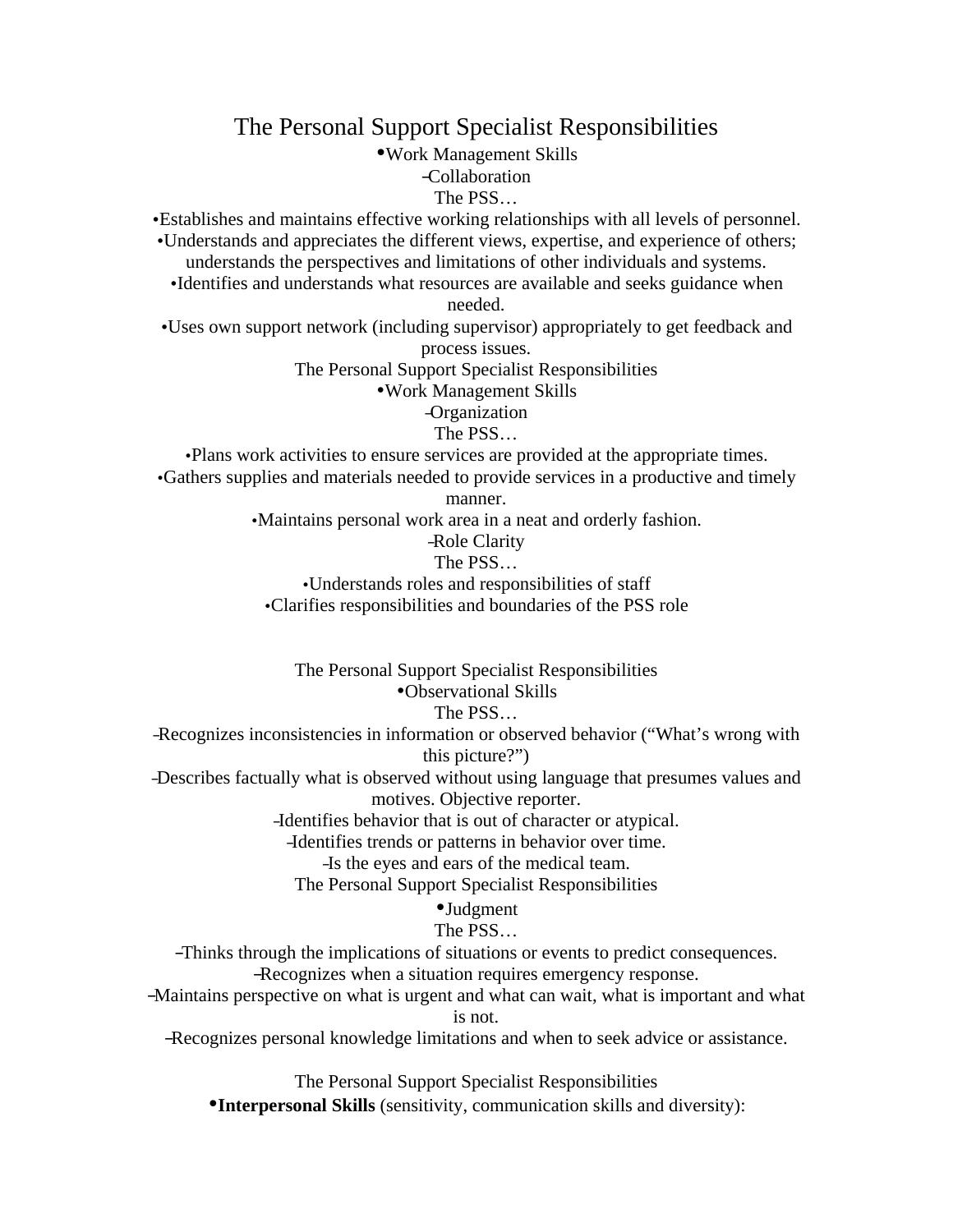# The Personal Support Specialist Responsibilities

- Work Management Skills
  - Collaboration

The PSS…

- Establishes and maintains effective working relationships with all levels of personnel.
- Understands and appreciates the different views, expertise, and experience of others; understands the perspectives and limitations of other individuals and systems.
- Identifies and understands what resources are available and seeks guidance when needed.
- Uses own support network (including supervisor) appropriately to get feedback and process issues.

The Personal Support Specialist Responsibilities

- Work Management Skills
  - Organization

The PSS…

- Plans work activities to ensure services are provided at the appropriate times.
- Gathers supplies and materials needed to provide services in a productive and timely manner.
- Maintains personal work area in a neat and orderly fashion.
  - Role Clarity

The PSS…

- Understands roles and responsibilities of staff
- Clarifies responsibilities and boundaries of the PSS role

The Personal Support Specialist Responsibilities

- Observational Skills

The PSS…

- Recognizes inconsistencies in information or observed behavior ("What's wrong with this picture?")
- Describes factually what is observed without using language that presumes values and motives. Objective reporter.
- Identifies behavior that is out of character or atypical.
- Identifies trends or patterns in behavior over time.
- Is the eyes and ears of the medical team.

The Personal Support Specialist Responsibilities

- Judgment

The PSS…

- Thinks through the implications of situations or events to predict consequences.
- Recognizes when a situation requires emergency response.
- Maintains perspective on what is urgent and what can wait, what is important and what is not.
- Recognizes personal knowledge limitations and when to seek advice or assistance.

The Personal Support Specialist Responsibilities

- **Interpersonal Skills** (sensitivity, communication skills and diversity):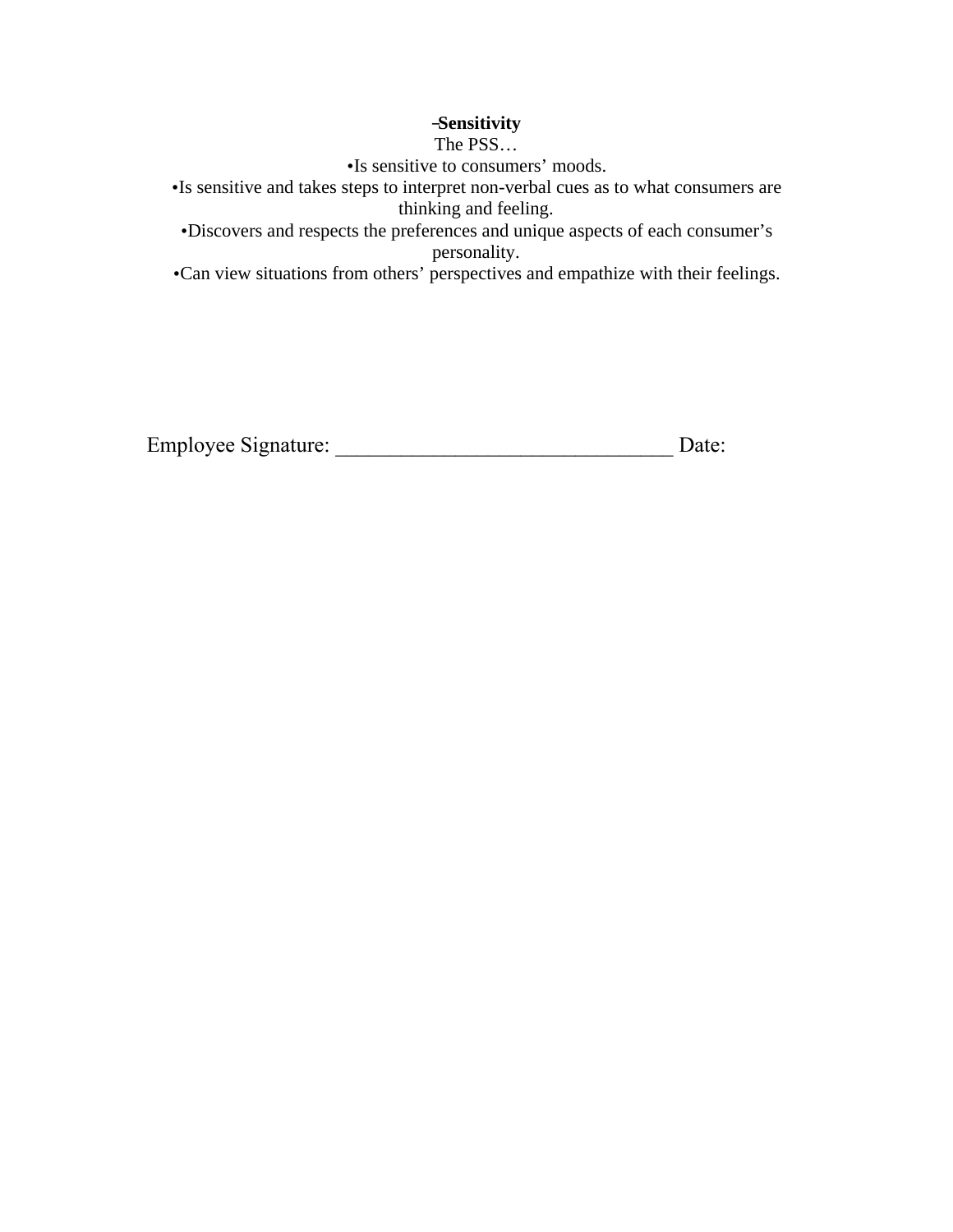**-Sensitivity**

The PSS…

- Is sensitive to consumers' moods.
- Is sensitive and takes steps to interpret non-verbal cues as to what consumers are thinking and feeling.
- Discovers and respects the preferences and unique aspects of each consumer's personality.
- Can view situations from others' perspectives and empathize with their feelings.

Employee Signature: _______________________________ Date: